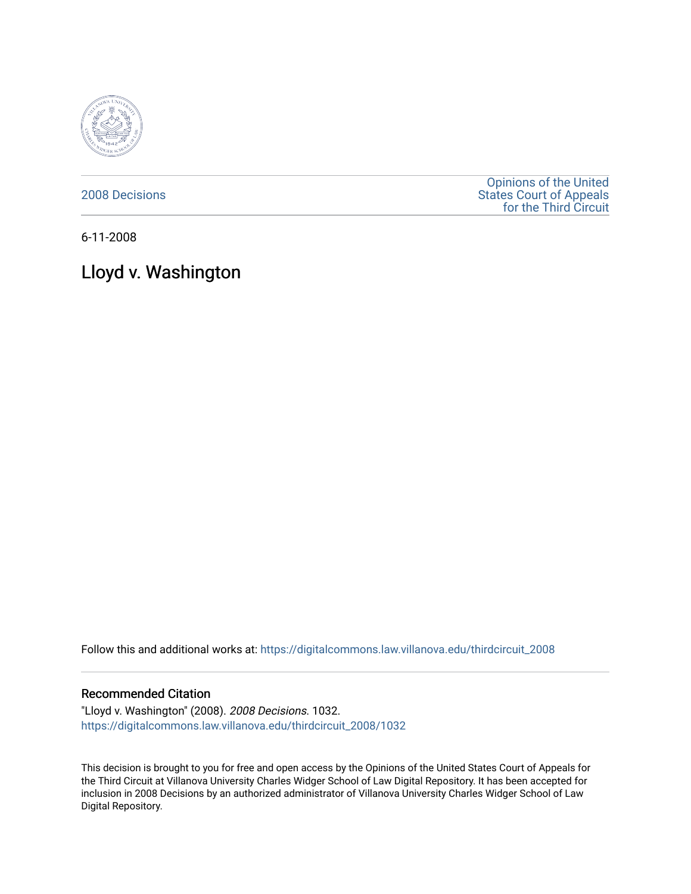2008 Decisions

Opinions of the United States Court of Appeals for the Third Circuit

6-11-2008

# Lloyd v. Washington

Follow this and additional works at: https://digitalcommons.law.villanova.edu/thirdcircuit_2008

## Recommended Citation

"Lloyd v. Washington" (2008). *2008 Decisions*. 1032.
https://digitalcommons.law.villanova.edu/thirdcircuit_2008/1032

This decision is brought to you for free and open access by the Opinions of the United States Court of Appeals for the Third Circuit at Villanova University Charles Widger School of Law Digital Repository. It has been accepted for inclusion in 2008 Decisions by an authorized administrator of Villanova University Charles Widger School of Law Digital Repository.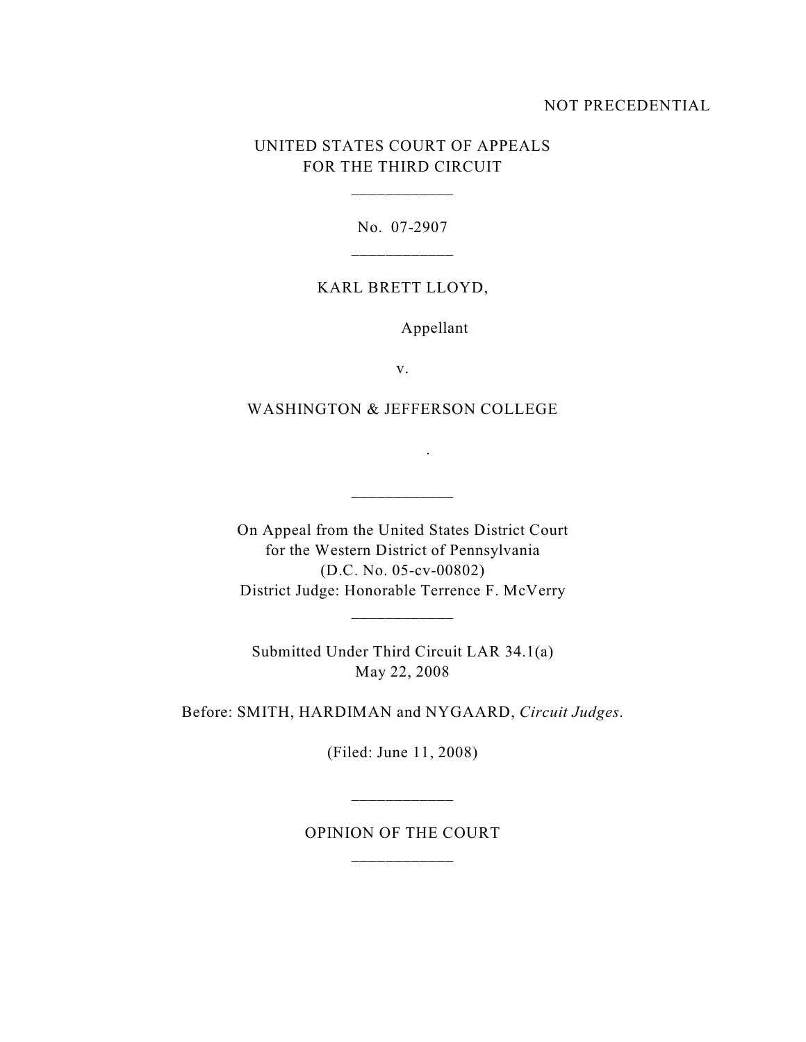NOT PRECEDENTIAL

UNITED STATES COURT OF APPEALS
FOR THE THIRD CIRCUIT

\_\_\_\_\_\_\_\_\_\_\_\_

No. 07-2907

\_\_\_\_\_\_\_\_\_\_\_\_

KARL BRETT LLOYD,

Appellant

v.

WASHINGTON & JEFFERSON COLLEGE

.

\_\_\_\_\_\_\_\_\_\_\_\_

On Appeal from the United States District Court
for the Western District of Pennsylvania
(D.C. No. 05-cv-00802)
District Judge: Honorable Terrence F. McVerry

\_\_\_\_\_\_\_\_\_\_\_\_

Submitted Under Third Circuit LAR 34.1(a)
May 22, 2008

Before: SMITH, HARDIMAN and NYGAARD, *Circuit Judges*.

(Filed: June 11, 2008)

\_\_\_\_\_\_\_\_\_\_\_\_

OPINION OF THE COURT

\_\_\_\_\_\_\_\_\_\_\_\_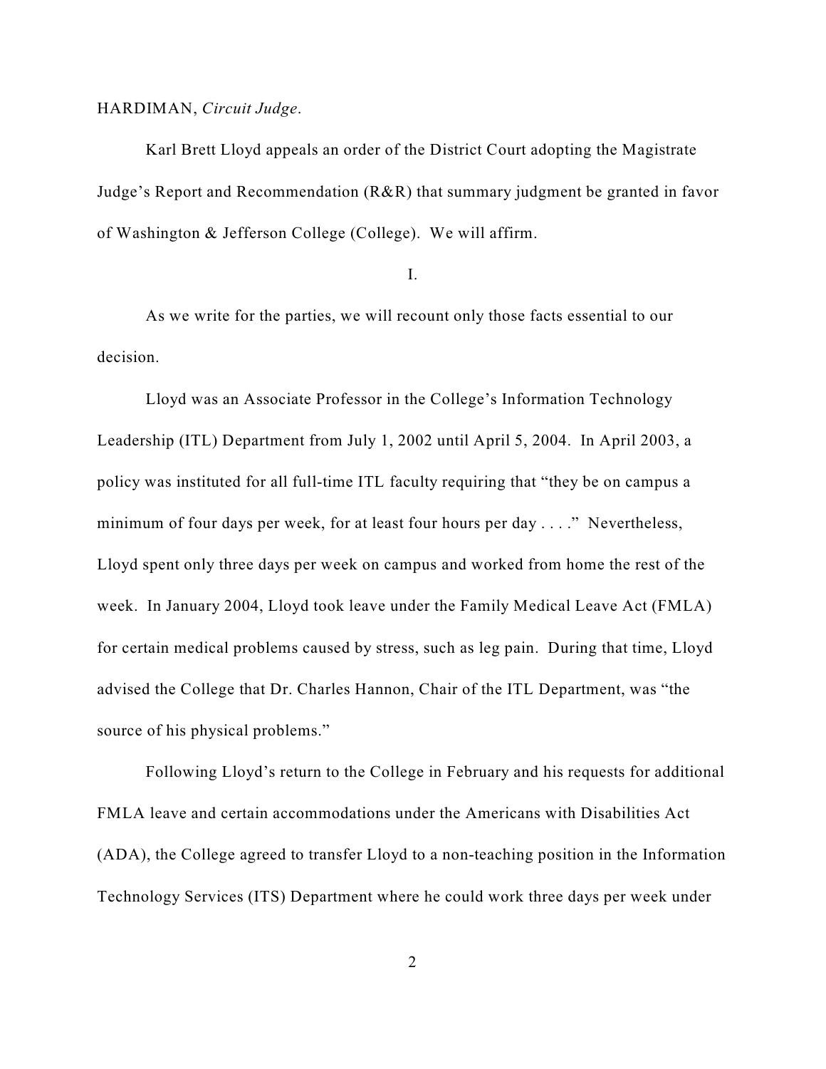HARDIMAN, *Circuit Judge*.

Karl Brett Lloyd appeals an order of the District Court adopting the Magistrate Judge's Report and Recommendation (R&R) that summary judgment be granted in favor of Washington & Jefferson College (College). We will affirm.

I.

As we write for the parties, we will recount only those facts essential to our decision.

Lloyd was an Associate Professor in the College's Information Technology Leadership (ITL) Department from July 1, 2002 until April 5, 2004. In April 2003, a policy was instituted for all full-time ITL faculty requiring that "they be on campus a minimum of four days per week, for at least four hours per day . . . ." Nevertheless, Lloyd spent only three days per week on campus and worked from home the rest of the week. In January 2004, Lloyd took leave under the Family Medical Leave Act (FMLA) for certain medical problems caused by stress, such as leg pain. During that time, Lloyd advised the College that Dr. Charles Hannon, Chair of the ITL Department, was "the source of his physical problems."

Following Lloyd's return to the College in February and his requests for additional FMLA leave and certain accommodations under the Americans with Disabilities Act (ADA), the College agreed to transfer Lloyd to a non-teaching position in the Information Technology Services (ITS) Department where he could work three days per week under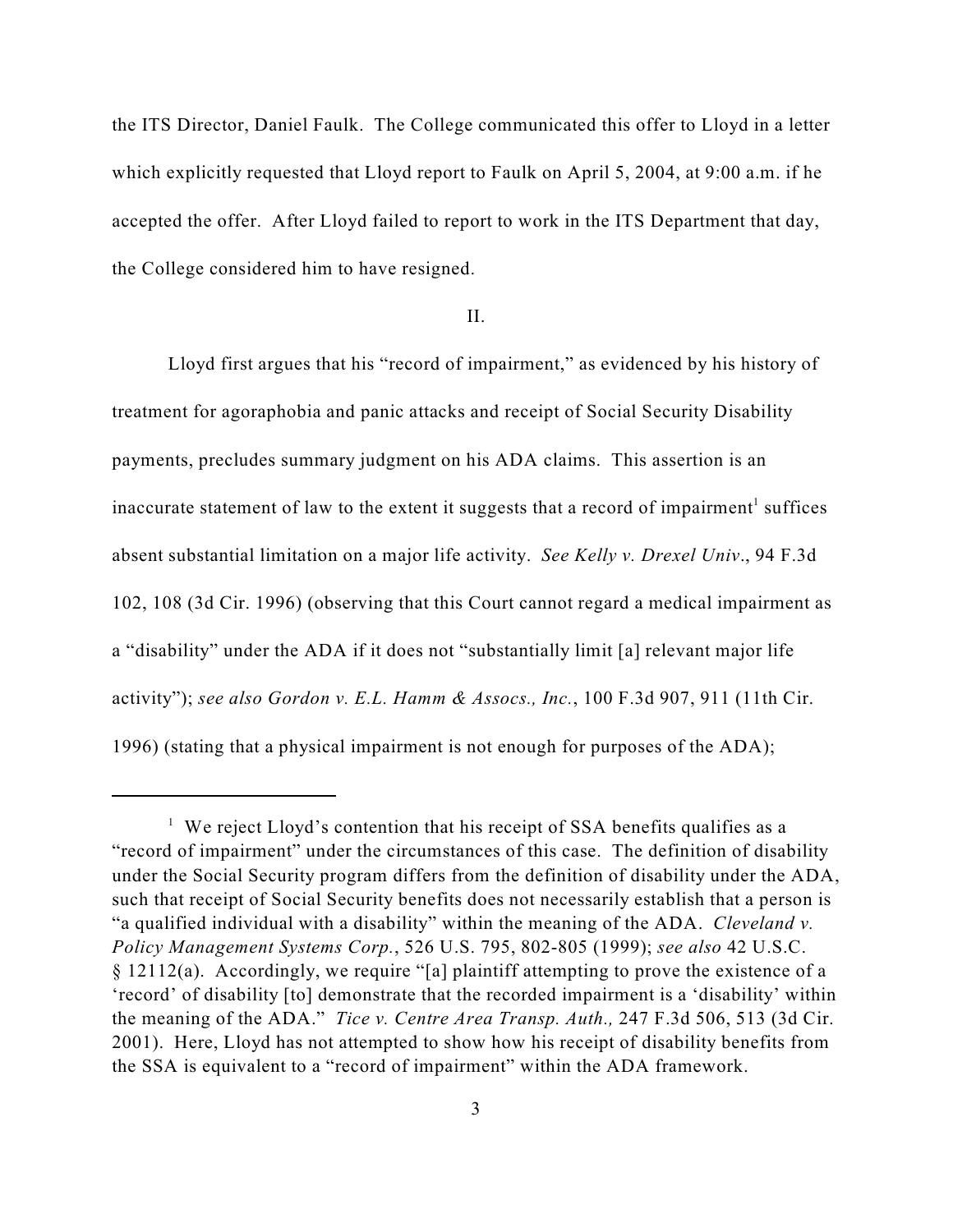the ITS Director, Daniel Faulk. The College communicated this offer to Lloyd in a letter which explicitly requested that Lloyd report to Faulk on April 5, 2004, at 9:00 a.m. if he accepted the offer. After Lloyd failed to report to work in the ITS Department that day, the College considered him to have resigned.

II.

Lloyd first argues that his "record of impairment," as evidenced by his history of treatment for agoraphobia and panic attacks and receipt of Social Security Disability payments, precludes summary judgment on his ADA claims. This assertion is an inaccurate statement of law to the extent it suggests that a record of impairment[1] suffices absent substantial limitation on a major life activity. *See Kelly v. Drexel Univ*., 94 F.3d 102, 108 (3d Cir. 1996) (observing that this Court cannot regard a medical impairment as a "disability" under the ADA if it does not "substantially limit [a] relevant major life activity"); *see also Gordon v. E.L. Hamm & Assocs., Inc.*, 100 F.3d 907, 911 (11th Cir. 1996) (stating that a physical impairment is not enough for purposes of the ADA);

[1] We reject Lloyd's contention that his receipt of SSA benefits qualifies as a "record of impairment" under the circumstances of this case. The definition of disability under the Social Security program differs from the definition of disability under the ADA, such that receipt of Social Security benefits does not necessarily establish that a person is "a qualified individual with a disability" within the meaning of the ADA. *Cleveland v. Policy Management Systems Corp.*, 526 U.S. 795, 802-805 (1999); *see also* 42 U.S.C. § 12112(a). Accordingly, we require "[a] plaintiff attempting to prove the existence of a 'record' of disability [to] demonstrate that the recorded impairment is a 'disability' within the meaning of the ADA." *Tice v. Centre Area Transp. Auth.,* 247 F.3d 506, 513 (3d Cir. 2001). Here, Lloyd has not attempted to show how his receipt of disability benefits from the SSA is equivalent to a "record of impairment" within the ADA framework.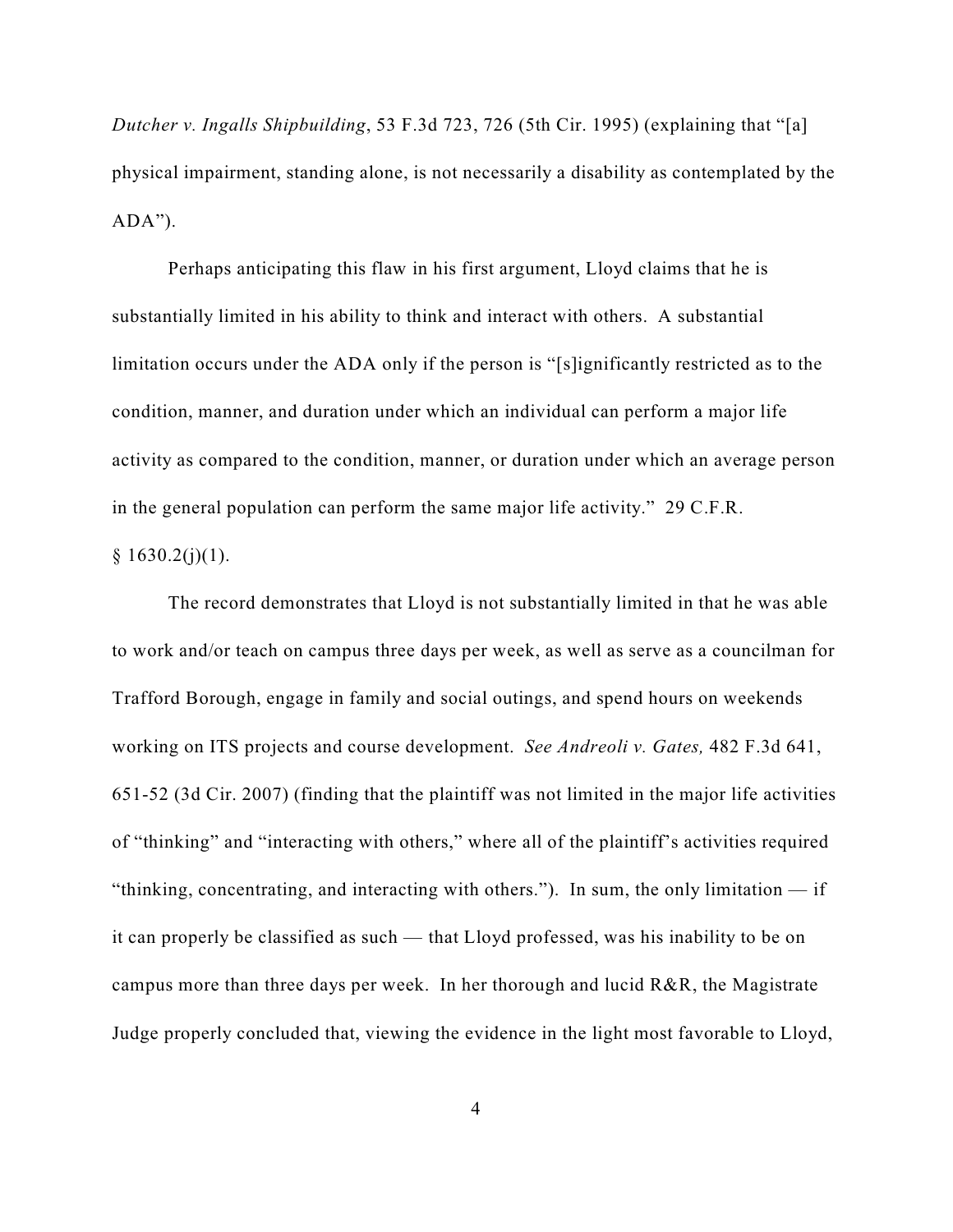*Dutcher v. Ingalls Shipbuilding*, 53 F.3d 723, 726 (5th Cir. 1995) (explaining that "[a] physical impairment, standing alone, is not necessarily a disability as contemplated by the ADA").

Perhaps anticipating this flaw in his first argument, Lloyd claims that he is substantially limited in his ability to think and interact with others. A substantial limitation occurs under the ADA only if the person is "[s]ignificantly restricted as to the condition, manner, and duration under which an individual can perform a major life activity as compared to the condition, manner, or duration under which an average person in the general population can perform the same major life activity." 29 C.F.R. § 1630.2(j)(1).

The record demonstrates that Lloyd is not substantially limited in that he was able to work and/or teach on campus three days per week, as well as serve as a councilman for Trafford Borough, engage in family and social outings, and spend hours on weekends working on ITS projects and course development. *See Andreoli v. Gates,* 482 F.3d 641, 651-52 (3d Cir. 2007) (finding that the plaintiff was not limited in the major life activities of "thinking" and "interacting with others," where all of the plaintiff's activities required "thinking, concentrating, and interacting with others."). In sum, the only limitation — if it can properly be classified as such — that Lloyd professed, was his inability to be on campus more than three days per week. In her thorough and lucid R&R, the Magistrate Judge properly concluded that, viewing the evidence in the light most favorable to Lloyd,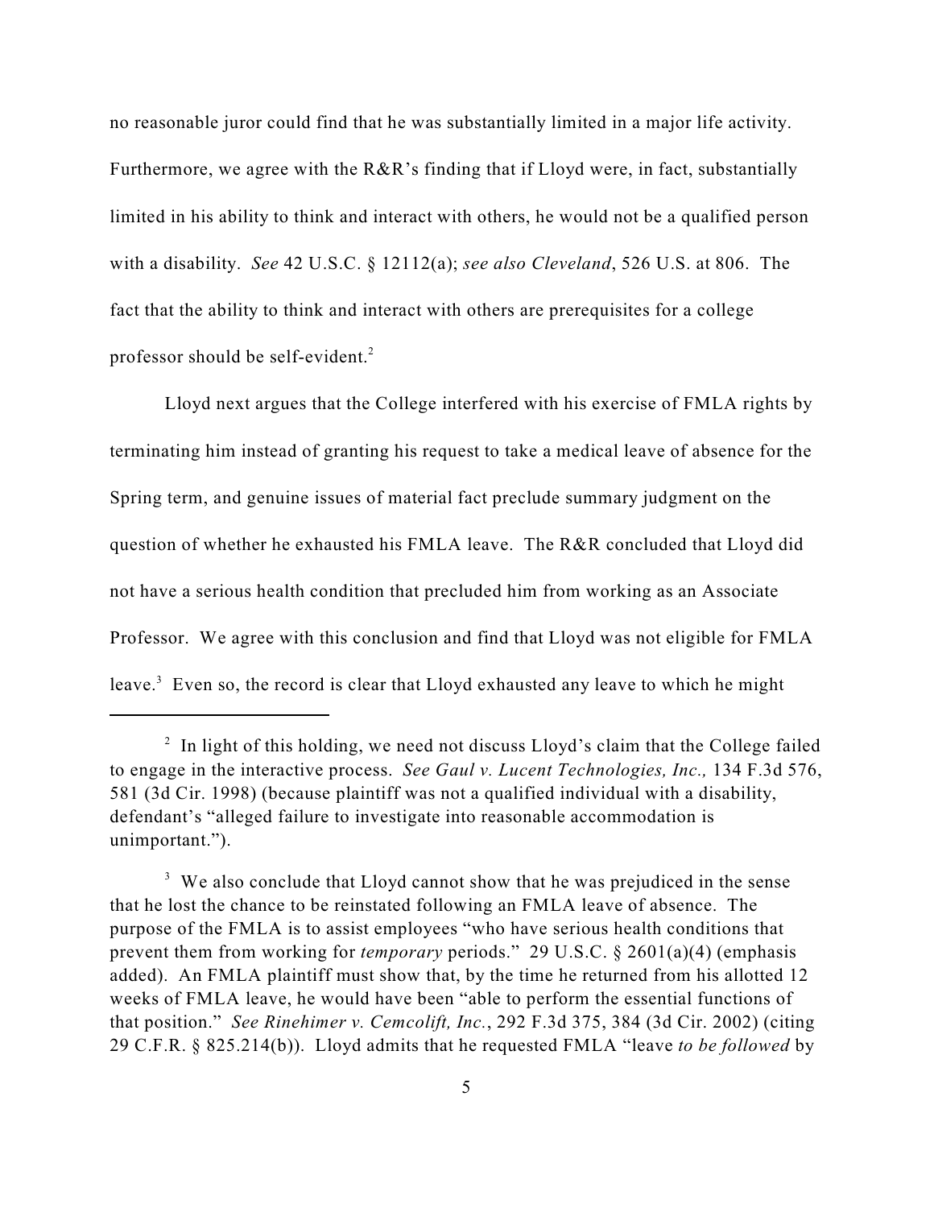no reasonable juror could find that he was substantially limited in a major life activity. Furthermore, we agree with the R&R's finding that if Lloyd were, in fact, substantially limited in his ability to think and interact with others, he would not be a qualified person with a disability. *See* 42 U.S.C. § 12112(a); *see also Cleveland*, 526 U.S. at 806. The fact that the ability to think and interact with others are prerequisites for a college professor should be self-evident.[2]

Lloyd next argues that the College interfered with his exercise of FMLA rights by terminating him instead of granting his request to take a medical leave of absence for the Spring term, and genuine issues of material fact preclude summary judgment on the question of whether he exhausted his FMLA leave. The R&R concluded that Lloyd did not have a serious health condition that precluded him from working as an Associate Professor. We agree with this conclusion and find that Lloyd was not eligible for FMLA leave.[3] Even so, the record is clear that Lloyd exhausted any leave to which he might

---

[2] In light of this holding, we need not discuss Lloyd's claim that the College failed to engage in the interactive process. *See Gaul v. Lucent Technologies, Inc.,* 134 F.3d 576, 581 (3d Cir. 1998) (because plaintiff was not a qualified individual with a disability, defendant's "alleged failure to investigate into reasonable accommodation is unimportant.").

[3] We also conclude that Lloyd cannot show that he was prejudiced in the sense that he lost the chance to be reinstated following an FMLA leave of absence. The purpose of the FMLA is to assist employees "who have serious health conditions that prevent them from working for *temporary* periods." 29 U.S.C. § 2601(a)(4) (emphasis added). An FMLA plaintiff must show that, by the time he returned from his allotted 12 weeks of FMLA leave, he would have been "able to perform the essential functions of that position." *See Rinehimer v. Cemcolift, Inc.*, 292 F.3d 375, 384 (3d Cir. 2002) (citing 29 C.F.R. § 825.214(b)). Lloyd admits that he requested FMLA "leave *to be followed* by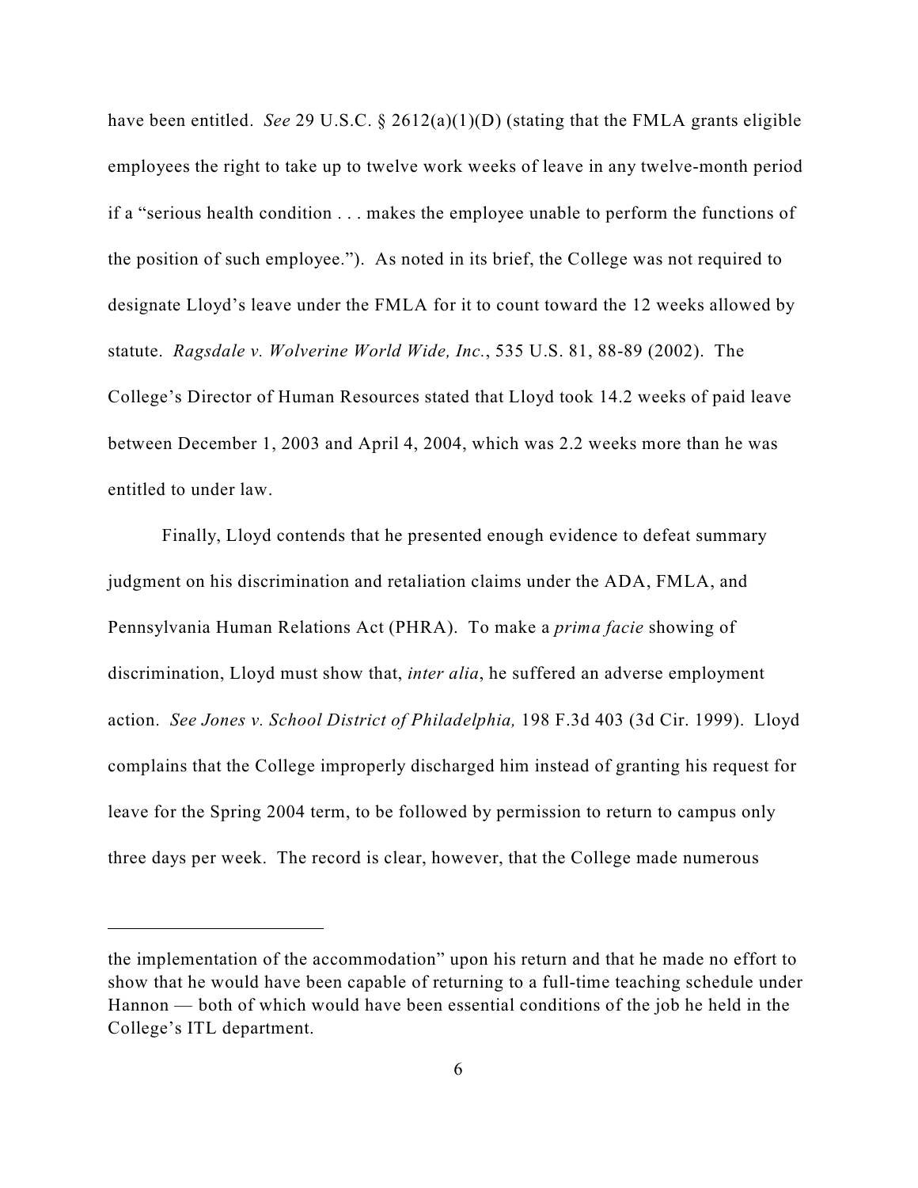have been entitled. *See* 29 U.S.C. § 2612(a)(1)(D) (stating that the FMLA grants eligible employees the right to take up to twelve work weeks of leave in any twelve-month period if a "serious health condition . . . makes the employee unable to perform the functions of the position of such employee."). As noted in its brief, the College was not required to designate Lloyd's leave under the FMLA for it to count toward the 12 weeks allowed by statute. *Ragsdale v. Wolverine World Wide, Inc.*, 535 U.S. 81, 88-89 (2002). The College's Director of Human Resources stated that Lloyd took 14.2 weeks of paid leave between December 1, 2003 and April 4, 2004, which was 2.2 weeks more than he was entitled to under law.

Finally, Lloyd contends that he presented enough evidence to defeat summary judgment on his discrimination and retaliation claims under the ADA, FMLA, and Pennsylvania Human Relations Act (PHRA). To make a *prima facie* showing of discrimination, Lloyd must show that, *inter alia*, he suffered an adverse employment action. *See Jones v. School District of Philadelphia,* 198 F.3d 403 (3d Cir. 1999). Lloyd complains that the College improperly discharged him instead of granting his request for leave for the Spring 2004 term, to be followed by permission to return to campus only three days per week. The record is clear, however, that the College made numerous

---

the implementation of the accommodation" upon his return and that he made no effort to show that he would have been capable of returning to a full-time teaching schedule under Hannon — both of which would have been essential conditions of the job he held in the College's ITL department.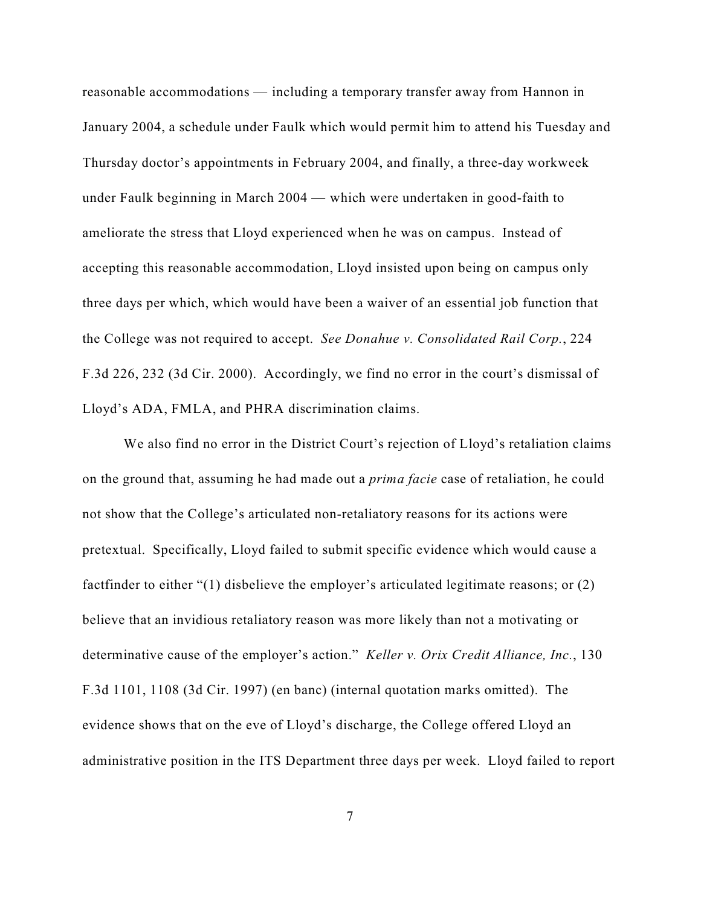reasonable accommodations — including a temporary transfer away from Hannon in January 2004, a schedule under Faulk which would permit him to attend his Tuesday and Thursday doctor's appointments in February 2004, and finally, a three-day workweek under Faulk beginning in March 2004 — which were undertaken in good-faith to ameliorate the stress that Lloyd experienced when he was on campus. Instead of accepting this reasonable accommodation, Lloyd insisted upon being on campus only three days per which, which would have been a waiver of an essential job function that the College was not required to accept. *See Donahue v. Consolidated Rail Corp.*, 224 F.3d 226, 232 (3d Cir. 2000). Accordingly, we find no error in the court's dismissal of Lloyd's ADA, FMLA, and PHRA discrimination claims.

We also find no error in the District Court's rejection of Lloyd's retaliation claims on the ground that, assuming he had made out a *prima facie* case of retaliation, he could not show that the College's articulated non-retaliatory reasons for its actions were pretextual. Specifically, Lloyd failed to submit specific evidence which would cause a factfinder to either "(1) disbelieve the employer's articulated legitimate reasons; or (2) believe that an invidious retaliatory reason was more likely than not a motivating or determinative cause of the employer's action." *Keller v. Orix Credit Alliance, Inc.*, 130 F.3d 1101, 1108 (3d Cir. 1997) (en banc) (internal quotation marks omitted). The evidence shows that on the eve of Lloyd's discharge, the College offered Lloyd an administrative position in the ITS Department three days per week. Lloyd failed to report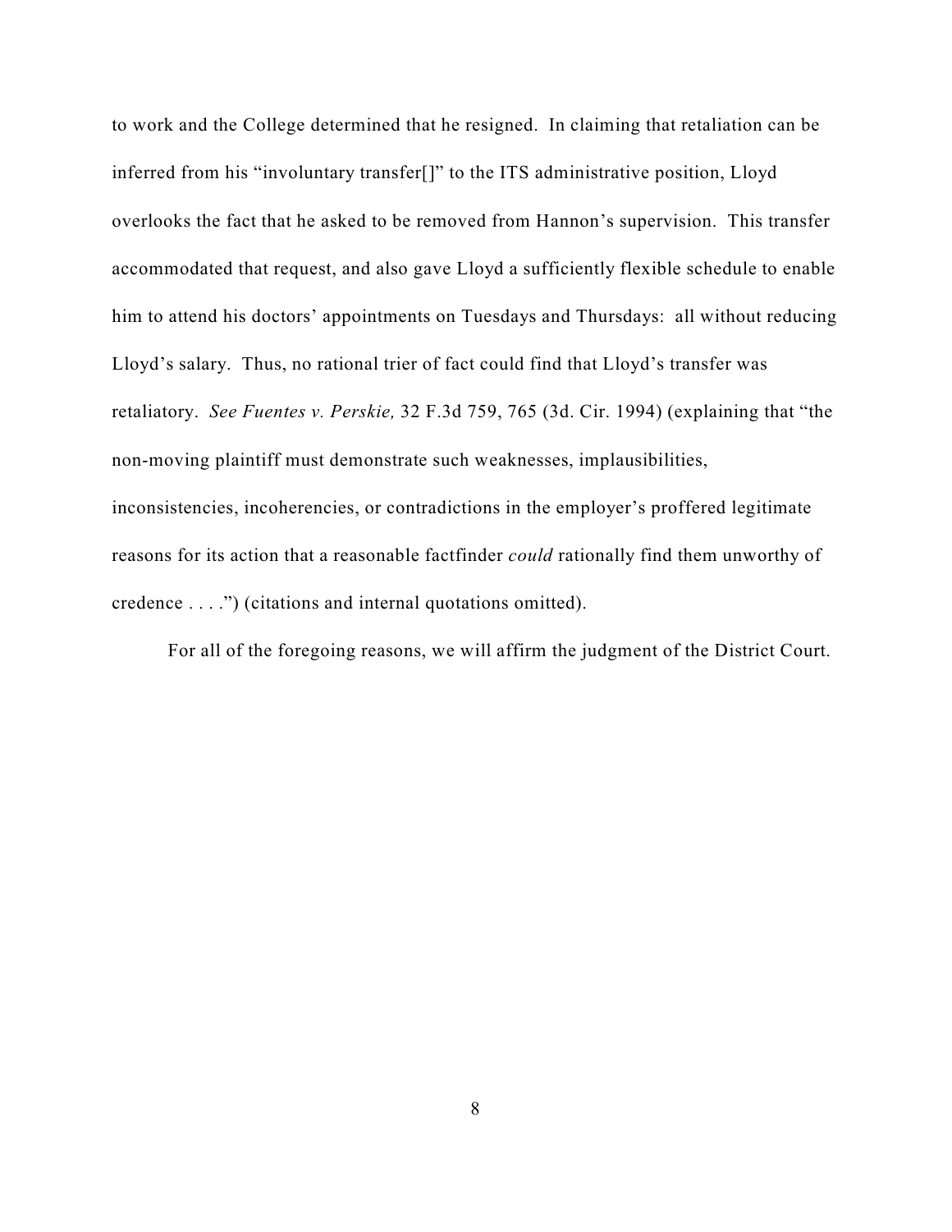to work and the College determined that he resigned. In claiming that retaliation can be inferred from his "involuntary transfer[]" to the ITS administrative position, Lloyd overlooks the fact that he asked to be removed from Hannon's supervision. This transfer accommodated that request, and also gave Lloyd a sufficiently flexible schedule to enable him to attend his doctors' appointments on Tuesdays and Thursdays: all without reducing Lloyd's salary. Thus, no rational trier of fact could find that Lloyd's transfer was retaliatory. *See Fuentes v. Perskie,* 32 F.3d 759, 765 (3d. Cir. 1994) (explaining that "the non-moving plaintiff must demonstrate such weaknesses, implausibilities, inconsistencies, incoherencies, or contradictions in the employer's proffered legitimate reasons for its action that a reasonable factfinder *could* rationally find them unworthy of credence . . . .") (citations and internal quotations omitted).

For all of the foregoing reasons, we will affirm the judgment of the District Court.